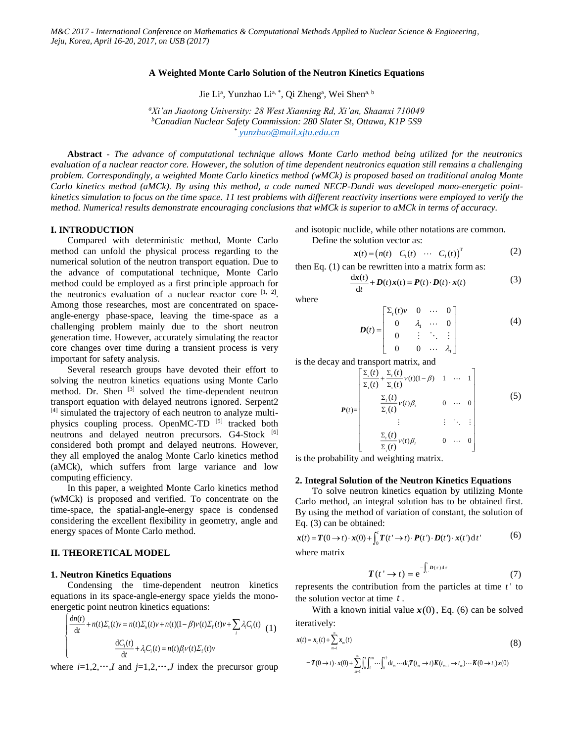# A Weighted Monte Carlo Solution of the Neutron Kinetics Equations

Jie Li[a], Yunzhao Li[a,*], Qi Zheng[a], Wei Shen[a,b]

[a]*Xi'an Jiaotong University: 28 West Xianning Rd, Xi'an, Shaanxi 710049*
[b]*Canadian Nuclear Safety Commission: 280 Slater St, Ottawa, K1P 5S9*
[*] *yunzhao@mail.xjtu.edu.cn*

**Abstract** - *The advance of computational technique allows Monte Carlo method being utilized for the neutronics evaluation of a nuclear reactor core. However, the solution of time dependent neutronics equation still remains a challenging problem. Correspondingly, a weighted Monte Carlo kinetics method (wMCk) is proposed based on traditional analog Monte Carlo kinetics method (aMCk). By using this method, a code named NECP-Dandi was developed mono-energetic point-kinetics simulation to focus on the time space. 11 test problems with different reactivity insertions were employed to verify the method. Numerical results demonstrate encouraging conclusions that wMCk is superior to aMCk in terms of accuracy.*

## I. INTRODUCTION

Compared with deterministic method, Monte Carlo method can unfold the physical process regarding to the numerical solution of the neutron transport equation. Due to the advance of computational technique, Monte Carlo method could be employed as a first principle approach for the neutronics evaluation of a nuclear reactor core [1, 2]. Among those researches, most are concentrated on space-angle-energy phase-space, leaving the time-space as a challenging problem mainly due to the short neutron generation time. However, accurately simulating the reactor core changes over time during a transient process is very important for safety analysis.

Several research groups have devoted their effort to solving the neutron kinetics equations using Monte Carlo method. Dr. Shen [3] solved the time-dependent neutron transport equation with delayed neutrons ignored. Serpent2 [4] simulated the trajectory of each neutron to analyze multi-physics coupling process. OpenMC-TD [5] tracked both neutrons and delayed neutron precursors. G4-Stock [6] considered both prompt and delayed neutrons. However, they all employed the analog Monte Carlo kinetics method (aMCk), which suffers from large variance and low computing efficiency.

In this paper, a weighted Monte Carlo kinetics method (wMCk) is proposed and verified. To concentrate on the time-space, the spatial-angle-energy space is condensed considering the excellent flexibility in geometry, angle and energy spaces of Monte Carlo method.

## II. THEORETICAL MODEL

### 1. Neutron Kinetics Equations

Condensing the time-dependent neutron kinetics equations in its space-angle-energy space yields the mono-energetic point neutron kinetics equations:

$$\begin{cases} \dfrac{\mathrm{d}n(t)}{\mathrm{d}t} + n(t)\Sigma_t(t)v = n(t)\Sigma_s(t)v + n(t)(1-\beta)\nu(t)\Sigma_f(t)v + \sum_j \lambda_j C_j(t) \\ \dfrac{\mathrm{d}C_i(t)}{\mathrm{d}t} + \lambda_i C_i(t) = n(t)\beta_i \nu(t)\Sigma_f(t)v \end{cases} \tag{1}$$

where $i$=1,2,⋯,$I$ and $j$=1,2,⋯,$J$ index the precursor group and isotopic nuclide, while other notations are common.

Define the solution vector as:

$$\boldsymbol{x}(t) = \begin{pmatrix} n(t) & C_1(t) & \cdots & C_I(t) \end{pmatrix}^{\mathrm{T}} \tag{2}$$

then Eq. (1) can be rewritten into a matrix form as:

$$\frac{\mathrm{d}\boldsymbol{x}(t)}{\mathrm{d}t} + \boldsymbol{D}(t)\boldsymbol{x}(t) = \boldsymbol{P}(t)\cdot\boldsymbol{D}(t)\cdot\boldsymbol{x}(t) \tag{3}$$

where

$$\boldsymbol{D}(t) = \begin{bmatrix} \Sigma_t(t)v & 0 & \cdots & 0 \\ 0 & \lambda_1 & \cdots & 0 \\ 0 & \vdots & \ddots & \vdots \\ 0 & 0 & \cdots & \lambda_I \end{bmatrix} \tag{4}$$

is the decay and transport matrix, and

$$\boldsymbol{P}(t) = \begin{bmatrix} \dfrac{\Sigma_s(t)}{\Sigma_t(t)} + \dfrac{\Sigma_t(t)}{\Sigma_t(t)}\nu(t)(1-\beta) & 1 & \cdots & 1 \\ \dfrac{\Sigma_t(t)}{\Sigma_t(t)}\nu(t)\beta_i & 0 & \cdots & 0 \\ \vdots & \vdots & \ddots & \vdots \\ \dfrac{\Sigma_t(t)}{\Sigma_t(t)}\nu(t)\beta_I & 0 & \cdots & 0 \end{bmatrix} \tag{5}$$

is the probability and weighting matrix.

### 2. Integral Solution of the Neutron Kinetics Equations

To solve neutron kinetics equation by utilizing Monte Carlo method, an integral solution has to be obtained first. By using the method of variation of constant, the solution of Eq. (3) can be obtained:

$$\boldsymbol{x}(t) = \boldsymbol{T}(0\to t)\cdot\boldsymbol{x}(0) + \int_0^t \boldsymbol{T}(t'\to t)\cdot\boldsymbol{P}(t')\cdot\boldsymbol{D}(t')\cdot\boldsymbol{x}(t')\,\mathrm{d}t' \tag{6}$$

where matrix

$$\boldsymbol{T}(t'\to t) = \mathrm{e}^{-\int_{t'}^{t}\boldsymbol{D}(\tau)\mathrm{d}\tau} \tag{7}$$

represents the contribution from the particles at time $t'$ to the solution vector at time $t$.

With a known initial value $\boldsymbol{x}(0)$, Eq. (6) can be solved iteratively:

$$\begin{aligned} \boldsymbol{x}(t) &= \boldsymbol{x}_0(t) + \sum_{m=1}^{\infty}\boldsymbol{x}_m(t) \\ &= \boldsymbol{T}(0\to t)\cdot\boldsymbol{x}(0) + \sum_{m=1}^{\infty}\int_0^t\int_0^{t_m}\cdots\int_0^{t_2}\mathrm{d}t_m\cdots\mathrm{d}t_1\boldsymbol{T}(t_m\to t)\boldsymbol{K}(t_{m-1}\to t_m)\cdots\boldsymbol{K}(0\to t_1)\boldsymbol{x}(0) \end{aligned} \tag{8}$$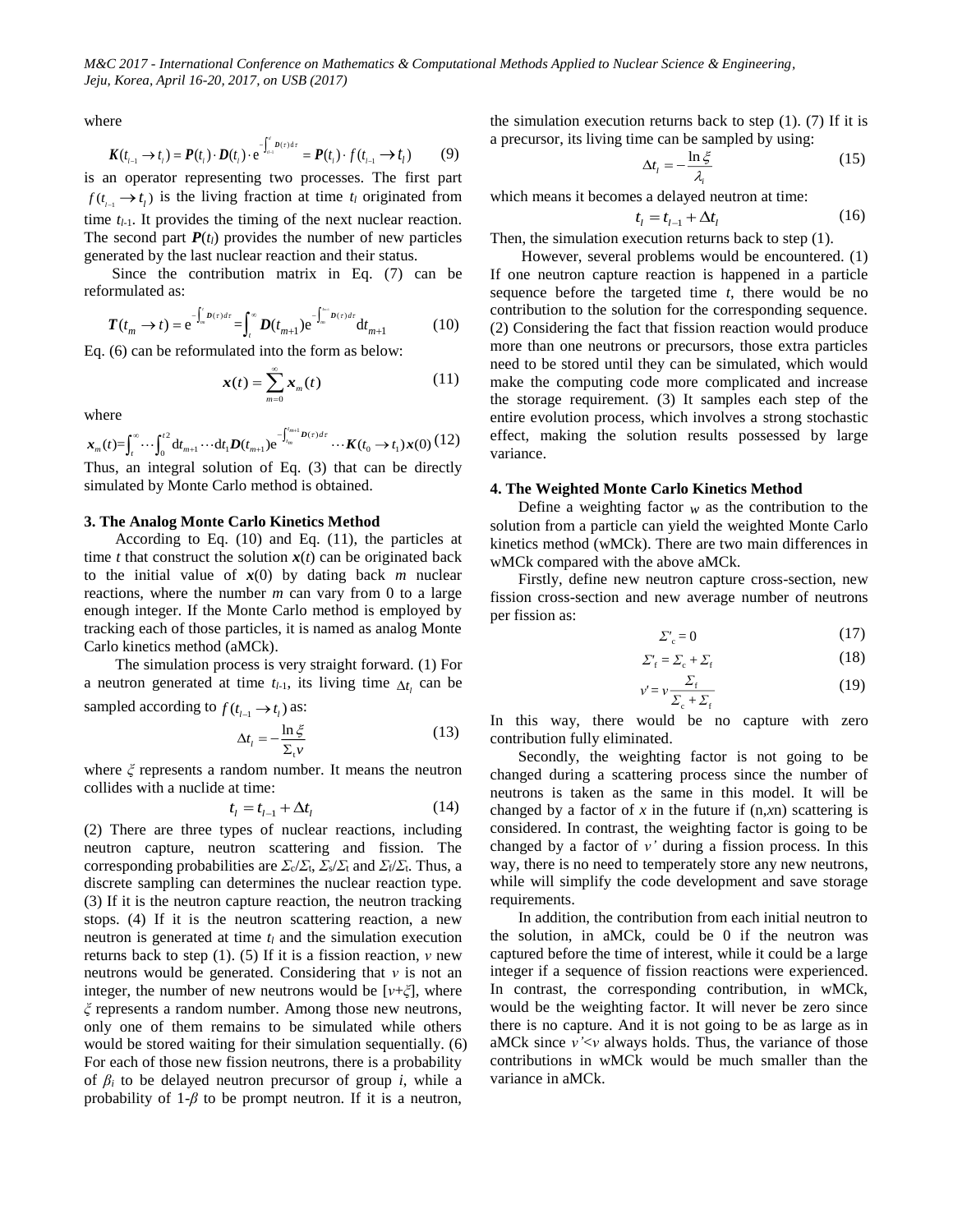where

$$\boldsymbol{K}(t_{l-1} \rightarrow t_l) = \boldsymbol{P}(t_l) \cdot \boldsymbol{D}(t_l) \cdot \mathrm{e}^{-\int_{t_{l-1}}^{t_l} \boldsymbol{D}(\tau)\mathrm{d}\tau} = \boldsymbol{P}(t_l) \cdot f(t_{l-1} \rightarrow t_l) \quad (9)$$

is an operator representing two processes. The first part $f(t_{l-1} \rightarrow t_l)$ is the living fraction at time $t_l$ originated from time $t_{l-1}$. It provides the timing of the next nuclear reaction. The second part $\boldsymbol{P}(t_l)$ provides the number of new particles generated by the last nuclear reaction and their status.

Since the contribution matrix in Eq. (7) can be reformulated as:

$$\boldsymbol{T}(t_m \rightarrow t) = \mathrm{e}^{-\int_{t_m}^{t} \boldsymbol{D}(\tau)d\tau} = \int_t^{\infty} \boldsymbol{D}(t_{m+1}) \mathrm{e}^{-\int_{t_m}^{t_{m+1}} \boldsymbol{D}(\tau)d\tau} \mathrm{d}t_{m+1} \quad (10)$$

Eq. (6) can be reformulated into the form as below:

$$\boldsymbol{x}(t) = \sum_{m=0}^{\infty} \boldsymbol{x}_m(t) \quad (11)$$

where

$$\boldsymbol{x}_m(t) = \int_t^{\infty} \cdots \int_0^{t2} \mathrm{d}t_{m+1} \cdots \mathrm{d}t_1 \boldsymbol{D}(t_{m+1}) \mathrm{e}^{-\int_{t_m}^{t_{m+1}} \boldsymbol{D}(\tau)d\tau} \cdots \boldsymbol{K}(t_0 \rightarrow t_1) \boldsymbol{x}(0) \quad (12)$$

Thus, an integral solution of Eq. (3) that can be directly simulated by Monte Carlo method is obtained.

## 3. The Analog Monte Carlo Kinetics Method

According to Eq. (10) and Eq. (11), the particles at time $t$ that construct the solution $\boldsymbol{x}(t)$ can be originated back to the initial value of $\boldsymbol{x}(0)$ by dating back $m$ nuclear reactions, where the number $m$ can vary from 0 to a large enough integer. If the Monte Carlo method is employed by tracking each of those particles, it is named as analog Monte Carlo kinetics method (aMCk).

The simulation process is very straight forward. (1) For a neutron generated at time $t_{l-1}$, its living time $\Delta t_l$ can be sampled according to $f(t_{l-1} \rightarrow t_l)$ as:

$$\Delta t_l = -\frac{\ln \xi}{\Sigma_t v} \quad (13)$$

where $\xi$ represents a random number. It means the neutron collides with a nuclide at time:

$$t_l = t_{l-1} + \Delta t_l \quad (14)$$

(2) There are three types of nuclear reactions, including neutron capture, neutron scattering and fission. The corresponding probabilities are $\Sigma_c/\Sigma_t$, $\Sigma_s/\Sigma_t$ and $\Sigma_f/\Sigma_t$. Thus, a discrete sampling can determines the nuclear reaction type. (3) If it is the neutron capture reaction, the neutron tracking stops. (4) If it is the neutron scattering reaction, a new neutron is generated at time $t_l$ and the simulation execution returns back to step (1). (5) If it is a fission reaction, $v$ new neutrons would be generated. Considering that $v$ is not an integer, the number of new neutrons would be $[v+\xi]$, where $\xi$ represents a random number. Among those new neutrons, only one of them remains to be simulated while others would be stored waiting for their simulation sequentially. (6) For each of those new fission neutrons, there is a probability of $\beta_i$ to be delayed neutron precursor of group $i$, while a probability of $1$-$\beta$ to be prompt neutron. If it is a neutron, the simulation execution returns back to step (1). (7) If it is a precursor, its living time can be sampled by using:

$$\Delta t_l = -\frac{\ln \xi}{\lambda_i} \quad (15)$$

which means it becomes a delayed neutron at time:

$$t_l = t_{l-1} + \Delta t_l \quad (16)$$

Then, the simulation execution returns back to step (1).

However, several problems would be encountered. (1) If one neutron capture reaction is happened in a particle sequence before the targeted time $t$, there would be no contribution to the solution for the corresponding sequence. (2) Considering the fact that fission reaction would produce more than one neutrons or precursors, those extra particles need to be stored until they can be simulated, which would make the computing code more complicated and increase the storage requirement. (3) It samples each step of the entire evolution process, which involves a strong stochastic effect, making the solution results possessed by large variance.

## 4. The Weighted Monte Carlo Kinetics Method

Define a weighting factor $w$ as the contribution to the solution from a particle can yield the weighted Monte Carlo kinetics method (wMCk). There are two main differences in wMCk compared with the above aMCk.

Firstly, define new neutron capture cross-section, new fission cross-section and new average number of neutrons per fission as:

$$\Sigma'_c = 0 \quad (17)$$

$$\Sigma'_f = \Sigma_c + \Sigma_f \quad (18)$$

$$v' = v \frac{\Sigma_f}{\Sigma_c + \Sigma_f} \quad (19)$$

In this way, there would be no capture with zero contribution fully eliminated.

Secondly, the weighting factor is not going to be changed during a scattering process since the number of neutrons is taken as the same in this model. It will be changed by a factor of $x$ in the future if (n,$x$n) scattering is considered. In contrast, the weighting factor is going to be changed by a factor of $v'$ during a fission process. In this way, there is no need to temperately store any new neutrons, while will simplify the code development and save storage requirements.

In addition, the contribution from each initial neutron to the solution, in aMCk, could be 0 if the neutron was captured before the time of interest, while it could be a large integer if a sequence of fission reactions were experienced. In contrast, the corresponding contribution, in wMCk, would be the weighting factor. It will never be zero since there is no capture. And it is not going to be as large as in aMCk since $v'<v$ always holds. Thus, the variance of those contributions in wMCk would be much smaller than the variance in aMCk.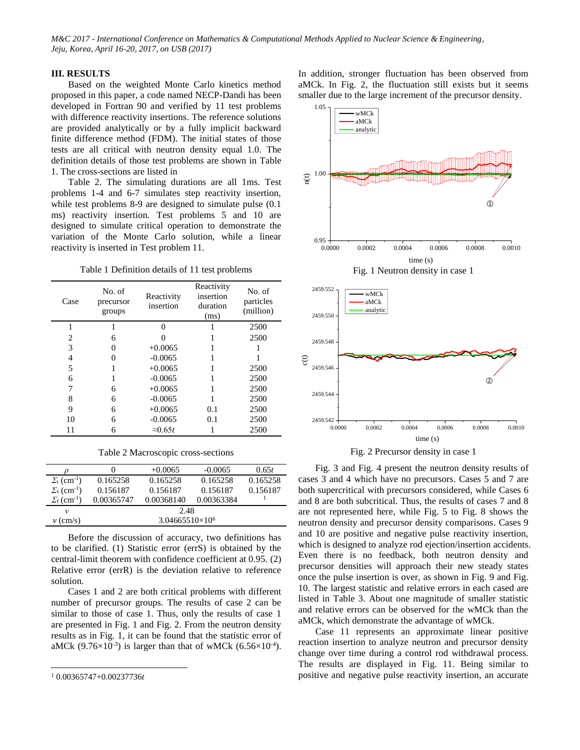## III. RESULTS

Based on the weighted Monte Carlo kinetics method proposed in this paper, a code named NECP-Dandi has been developed in Fortran 90 and verified by 11 test problems with difference reactivity insertions. The reference solutions are provided analytically or by a fully implicit backward finite difference method (FDM). The initial states of those tests are all critical with neutron density equal 1.0. The definition details of those test problems are shown in Table 1. The cross-sections are listed in Table 2. The simulating durations are all 1ms. Test problems 1-4 and 6-7 simulates step reactivity insertion, while test problems 8-9 are designed to simulate pulse (0.1 ms) reactivity insertion. Test problems 5 and 10 are designed to simulate critical operation to demonstrate the variation of the Monte Carlo solution, while a linear reactivity is inserted in Test problem 11.

Table 1 Definition details of 11 test problems

| Case | No. of precursor groups | Reactivity insertion | Reactivity insertion duration (ms) | No. of particles (million) |
|---|---|---|---|---|
| 1 | 1 | 0 | 1 | 2500 |
| 2 | 6 | 0 | 1 | 2500 |
| 3 | 0 | +0.0065 | 1 | 1 |
| 4 | 0 | -0.0065 | 1 | 1 |
| 5 | 1 | +0.0065 | 1 | 2500 |
| 6 | 1 | -0.0065 | 1 | 2500 |
| 7 | 6 | +0.0065 | 1 | 2500 |
| 8 | 6 | -0.0065 | 1 | 2500 |
| 9 | 6 | +0.0065 | 0.1 | 2500 |
| 10 | 6 | -0.0065 | 0.1 | 2500 |
| 11 | 6 | ≈0.65*t* | 1 | 2500 |

Table 2 Macroscopic cross-sections

| $\rho$ | 0 | +0.0065 | -0.0065 | 0.65*t* |
|---|---|---|---|---|
| $\Sigma_t$ (cm$^{-1}$) | 0.165258 | 0.165258 | 0.165258 | 0.165258 |
| $\Sigma_s$ (cm$^{-1}$) | 0.156187 | 0.156187 | 0.156187 | 0.156187 |
| $\Sigma_f$ (cm$^{-1}$) | 0.00365747 | 0.00368140 | 0.00363384 | [1] |
| $\nu$ | 2.48 | | | |
| $v$ (cm/s) | 3.04665510×10$^6$ | | | |

Before the discussion of accuracy, two definitions has to be clarified. (1) Statistic error (errS) is obtained by the central-limit theorem with confidence coefficient at 0.95. (2) Relative error (errR) is the deviation relative to reference solution.

Cases 1 and 2 are both critical problems with different number of precursor groups. The results of case 2 can be similar to those of case 1. Thus, only the results of case 1 are presented in Fig. 1 and Fig. 2. From the neutron density results as in Fig. 1, it can be found that the statistic error of aMCk ($9.76\times10^{-3}$) is larger than that of wMCk ($6.56\times10^{-4}$). In addition, stronger fluctuation has been observed from aMCk. In Fig. 2, the fluctuation still exists but it seems smaller due to the large increment of the precursor density.

Fig. 1 Neutron density in case 1

Fig. 2 Precursor density in case 1

Fig. 3 and Fig. 4 present the neutron density results of cases 3 and 4 which have no precursors. Cases 5 and 7 are both supercritical with precursors considered, while Cases 6 and 8 are both subcritical. Thus, the results of cases 7 and 8 are not represented here, while Fig. 5 to Fig. 8 shows the neutron density and precursor density comparisons. Cases 9 and 10 are positive and negative pulse reactivity insertion, which is designed to analyze rod ejection/insertion accidents. Even there is no feedback, both neutron density and precursor densities will approach their new steady states once the pulse insertion is over, as shown in Fig. 9 and Fig. 10. The largest statistic and relative errors in each cased are listed in Table 3. About one magnitude of smaller statistic and relative errors can be observed for the wMCk than the aMCk, which demonstrate the advantage of wMCk.

Case 11 represents an approximate linear positive reaction insertion to analyze neutron and precursor density change over time during a control rod withdrawal process. The results are displayed in Fig. 11. Being similar to positive and negative pulse reactivity insertion, an accurate

---

[1] 0.00365747+0.00237736*t*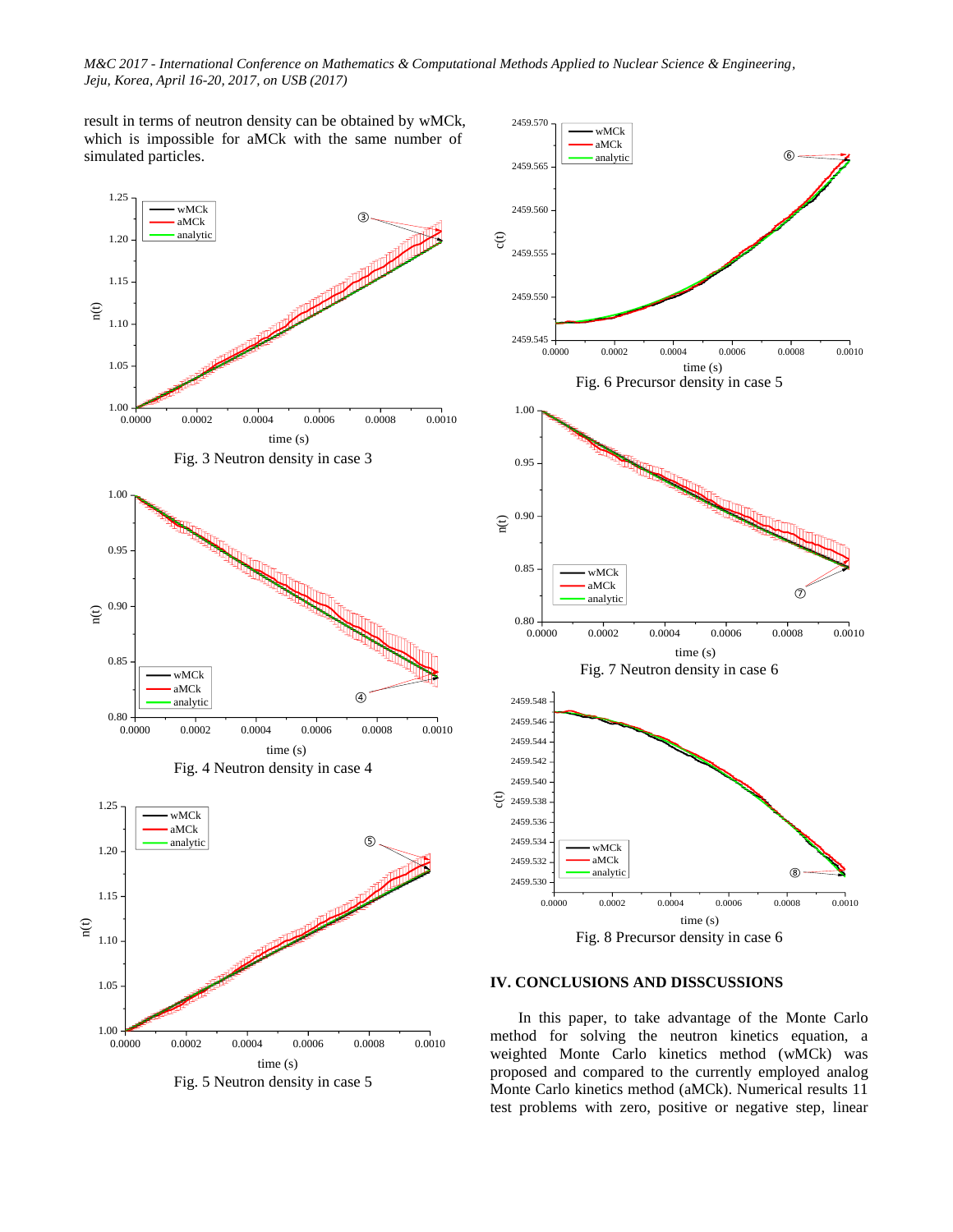result in terms of neutron density can be obtained by wMCk, which is impossible for aMCk with the same number of simulated particles.

Fig. 3 Neutron density in case 3

Fig. 4 Neutron density in case 4

Fig. 5 Neutron density in case 5

Fig. 6 Precursor density in case 5

Fig. 7 Neutron density in case 6

Fig. 8 Precursor density in case 6

## IV. CONCLUSIONS AND DISSCUSSIONS

In this paper, to take advantage of the Monte Carlo method for solving the neutron kinetics equation, a weighted Monte Carlo kinetics method (wMCk) was proposed and compared to the currently employed analog Monte Carlo kinetics method (aMCk). Numerical results 11 test problems with zero, positive or negative step, linear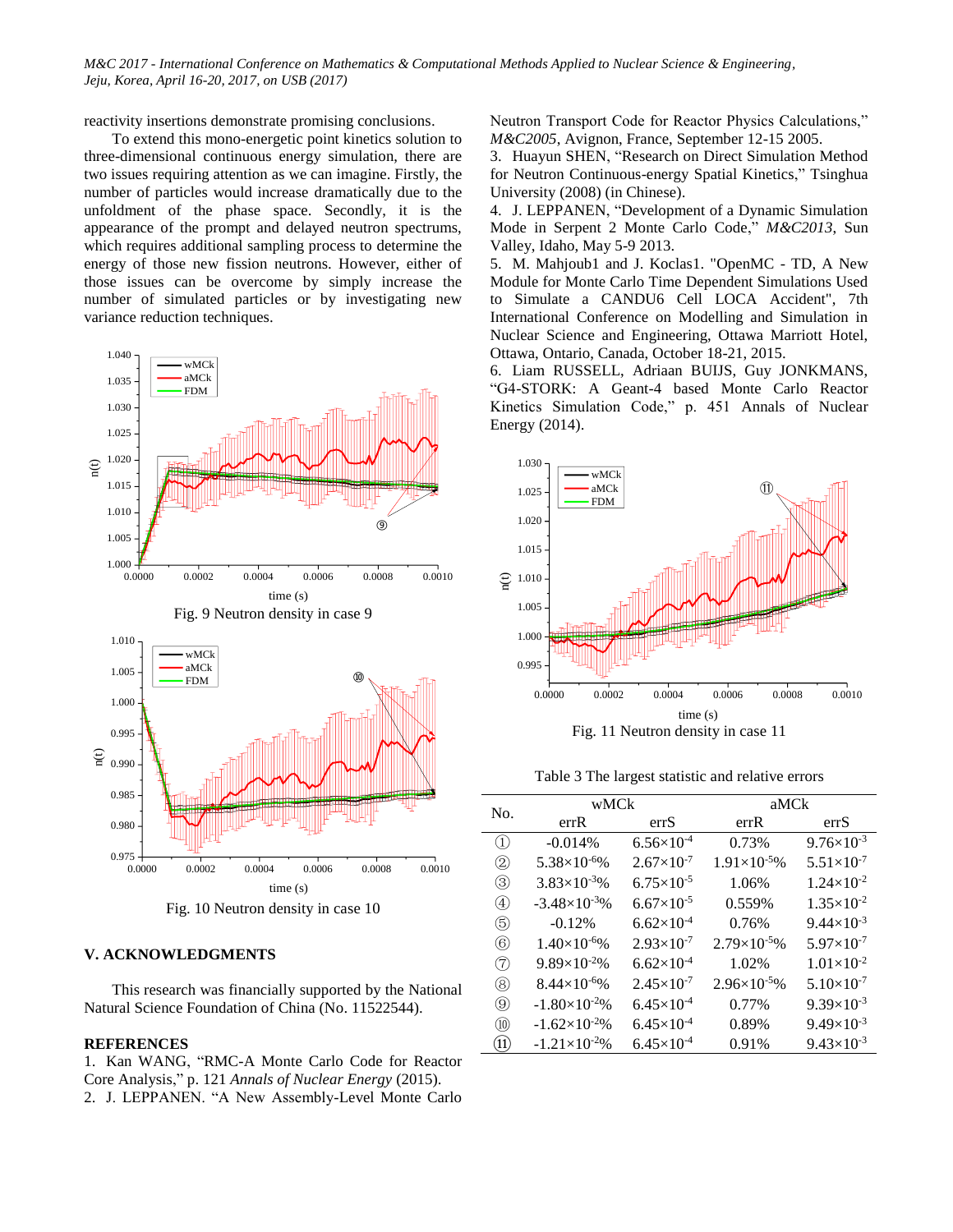reactivity insertions demonstrate promising conclusions.

To extend this mono-energetic point kinetics solution to three-dimensional continuous energy simulation, there are two issues requiring attention as we can imagine. Firstly, the number of particles would increase dramatically due to the unfoldment of the phase space. Secondly, it is the appearance of the prompt and delayed neutron spectrums, which requires additional sampling process to determine the energy of those new fission neutrons. However, either of those issues can be overcome by simply increase the number of simulated particles or by investigating new variance reduction techniques.

wMCk
aMCk
FDM
n(t)
time (s)
⑨

Fig. 9 Neutron density in case 9

wMCk
aMCk
FDM
n(t)
time (s)
⑩

Fig. 10 Neutron density in case 10

## V. ACKNOWLEDGMENTS

This research was financially supported by the National Natural Science Foundation of China (No. 11522544).

## REFERENCES

1. Kan WANG, "RMC-A Monte Carlo Code for Reactor Core Analysis," p. 121 *Annals of Nuclear Energy* (2015).
2. J. LEPPANEN. "A New Assembly-Level Monte Carlo Neutron Transport Code for Reactor Physics Calculations," *M&C2005*, Avignon, France, September 12-15 2005.
3. Huayun SHEN, "Research on Direct Simulation Method for Neutron Continuous-energy Spatial Kinetics," Tsinghua University (2008) (in Chinese).
4. J. LEPPANEN, "Development of a Dynamic Simulation Mode in Serpent 2 Monte Carlo Code," *M&C2013*, Sun Valley, Idaho, May 5-9 2013.
5. M. Mahjoub1 and J. Koclas1. "OpenMC - TD, A New Module for Monte Carlo Time Dependent Simulations Used to Simulate a CANDU6 Cell LOCA Accident", 7th International Conference on Modelling and Simulation in Nuclear Science and Engineering, Ottawa Marriott Hotel, Ottawa, Ontario, Canada, October 18-21, 2015.
6. Liam RUSSELL, Adriaan BUIJS, Guy JONKMANS, "G4-STORK: A Geant-4 based Monte Carlo Reactor Kinetics Simulation Code," p. 451 Annals of Nuclear Energy (2014).

wMCk
aMCk
FDM
n(t)
time (s)
⑪

Fig. 11 Neutron density in case 11

Table 3 The largest statistic and relative errors

| No. | wMCk | | aMCk | |
|---|---|---|---|---|
| | errR | errS | errR | errS |
| ① | -0.014% | $6.56\times10^{-4}$ | 0.73% | $9.76\times10^{-3}$ |
| ② | $5.38\times10^{-6}$% | $2.67\times10^{-7}$ | $1.91\times10^{-5}$% | $5.51\times10^{-7}$ |
| ③ | $3.83\times10^{-3}$% | $6.75\times10^{-5}$ | 1.06% | $1.24\times10^{-2}$ |
| ④ | $-3.48\times10^{-3}$% | $6.67\times10^{-5}$ | 0.559% | $1.35\times10^{-2}$ |
| ⑤ | -0.12% | $6.62\times10^{-4}$ | 0.76% | $9.44\times10^{-3}$ |
| ⑥ | $1.40\times10^{-6}$% | $2.93\times10^{-7}$ | $2.79\times10^{-5}$% | $5.97\times10^{-7}$ |
| ⑦ | $9.89\times10^{-2}$% | $6.62\times10^{-4}$ | 1.02% | $1.01\times10^{-2}$ |
| ⑧ | $8.44\times10^{-6}$% | $2.45\times10^{-7}$ | $2.96\times10^{-5}$% | $5.10\times10^{-7}$ |
| ⑨ | $-1.80\times10^{-2}$% | $6.45\times10^{-4}$ | 0.77% | $9.39\times10^{-3}$ |
| ⑩ | $-1.62\times10^{-2}$% | $6.45\times10^{-4}$ | 0.89% | $9.49\times10^{-3}$ |
| ⑪ | $-1.21\times10^{-2}$% | $6.45\times10^{-4}$ | 0.91% | $9.43\times10^{-3}$ |